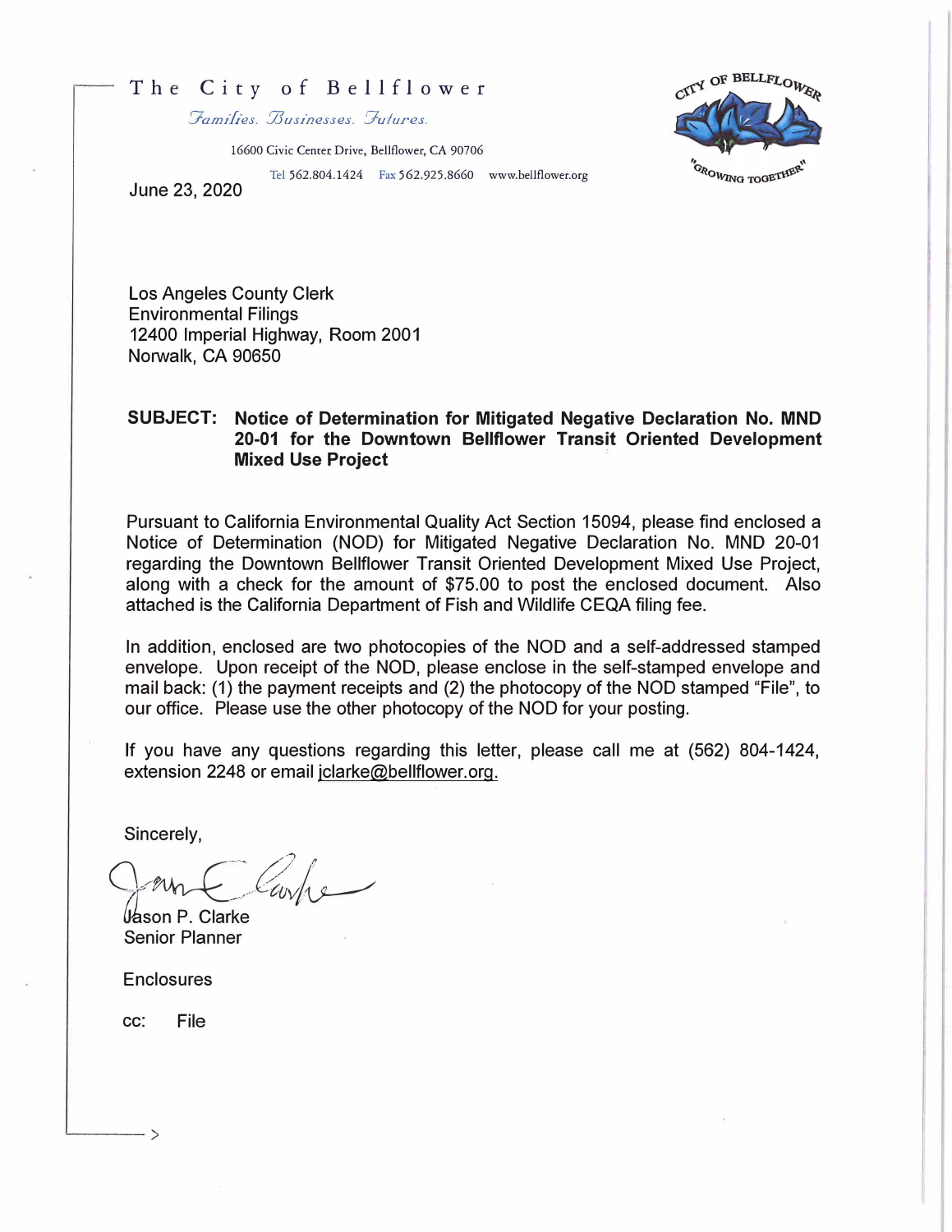# The City of Bellflower

*Families. Businesses. Futures.*

16600 Civic Center Drive, Bellflower, CA 90706

Tel 562.804.1424 Fax 562.925.8660 www.bellflower.org

CITY OF BELLFLOWER "GROWING TOGETHER"

June 23, 2020

Los Angeles County Clerk
Environmental Filings
12400 Imperial Highway, Room 2001
Norwalk, CA 90650

**SUBJECT: Notice of Determination for Mitigated Negative Declaration No. MND 20-01 for the Downtown Bellflower Transit Oriented Development Mixed Use Project**

Pursuant to California Environmental Quality Act Section 15094, please find enclosed a Notice of Determination (NOD) for Mitigated Negative Declaration No. MND 20-01 regarding the Downtown Bellflower Transit Oriented Development Mixed Use Project, along with a check for the amount of $75.00 to post the enclosed document. Also attached is the California Department of Fish and Wildlife CEQA filing fee.

In addition, enclosed are two photocopies of the NOD and a self-addressed stamped envelope. Upon receipt of the NOD, please enclose in the self-stamped envelope and mail back: (1) the payment receipts and (2) the photocopy of the NOD stamped "File", to our office. Please use the other photocopy of the NOD for your posting.

If you have any questions regarding this letter, please call me at (562) 804-1424, extension 2248 or email jclarke@bellflower.org.

Sincerely,

Jason P. Clarke
Senior Planner

Enclosures

cc: File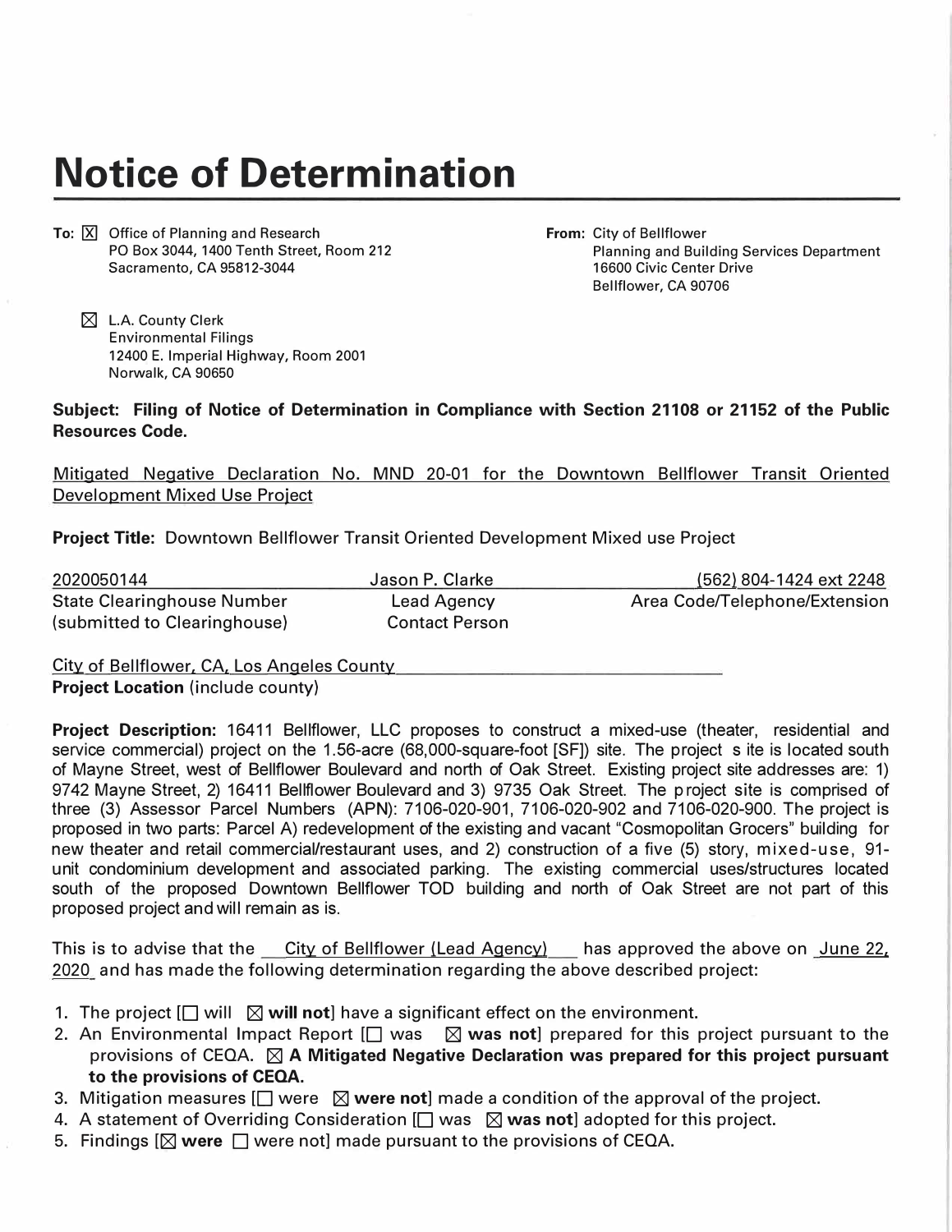# Notice of Determination

**To:** ☒ Office of Planning and Research
PO Box 3044, 1400 Tenth Street, Room 212
Sacramento, CA 95812-3044

☒ L.A. County Clerk
Environmental Filings
12400 E. Imperial Highway, Room 2001
Norwalk, CA 90650

**From:** City of Bellflower
Planning and Building Services Department
16600 Civic Center Drive
Bellflower, CA 90706

**Subject: Filing of Notice of Determination in Compliance with Section 21108 or 21152 of the Public Resources Code.**

Mitigated Negative Declaration No. MND 20-01 for the Downtown Bellflower Transit Oriented Development Mixed Use Project

**Project Title:** Downtown Bellflower Transit Oriented Development Mixed use Project

| 2020050144 | Jason P. Clarke | (562) 804-1424 ext 2248 |
|---|---|---|
| State Clearinghouse Number (submitted to Clearinghouse) | Lead Agency Contact Person | Area Code/Telephone/Extension |

City of Bellflower, CA, Los Angeles County
**Project Location** (include county)

**Project Description:** 16411 Bellflower, LLC proposes to construct a mixed-use (theater, residential and service commercial) project on the 1.56-acre (68,000-square-foot [SF]) site. The project s ite is located south of Mayne Street, west of Bellflower Boulevard and north of Oak Street. Existing project site addresses are: 1) 9742 Mayne Street, 2) 16411 Bellflower Boulevard and 3) 9735 Oak Street. The project site is comprised of three (3) Assessor Parcel Numbers (APN): 7106-020-901, 7106-020-902 and 7106-020-900. The project is proposed in two parts: Parcel A) redevelopment of the existing and vacant "Cosmopolitan Grocers" building for new theater and retail commercial/restaurant uses, and 2) construction of a five (5) story, mixed-use, 91-unit condominium development and associated parking. The existing commercial uses/structures located south of the proposed Downtown Bellflower TOD building and north of Oak Street are not part of this proposed project and will remain as is.

This is to advise that the City of Bellflower (Lead Agency) has approved the above on June 22, 2020 and has made the following determination regarding the above described project:

1. The project [☐ will ☒ **will not**] have a significant effect on the environment.
2. An Environmental Impact Report [☐ was ☒ **was not**] prepared for this project pursuant to the provisions of CEQA. ☒ **A Mitigated Negative Declaration was prepared for this project pursuant to the provisions of CEQA.**
3. Mitigation measures [☐ were ☒ **were not**] made a condition of the approval of the project.
4. A statement of Overriding Consideration [☐ was ☒ **was not**] adopted for this project.
5. Findings [☒ **were** ☐ were not] made pursuant to the provisions of CEQA.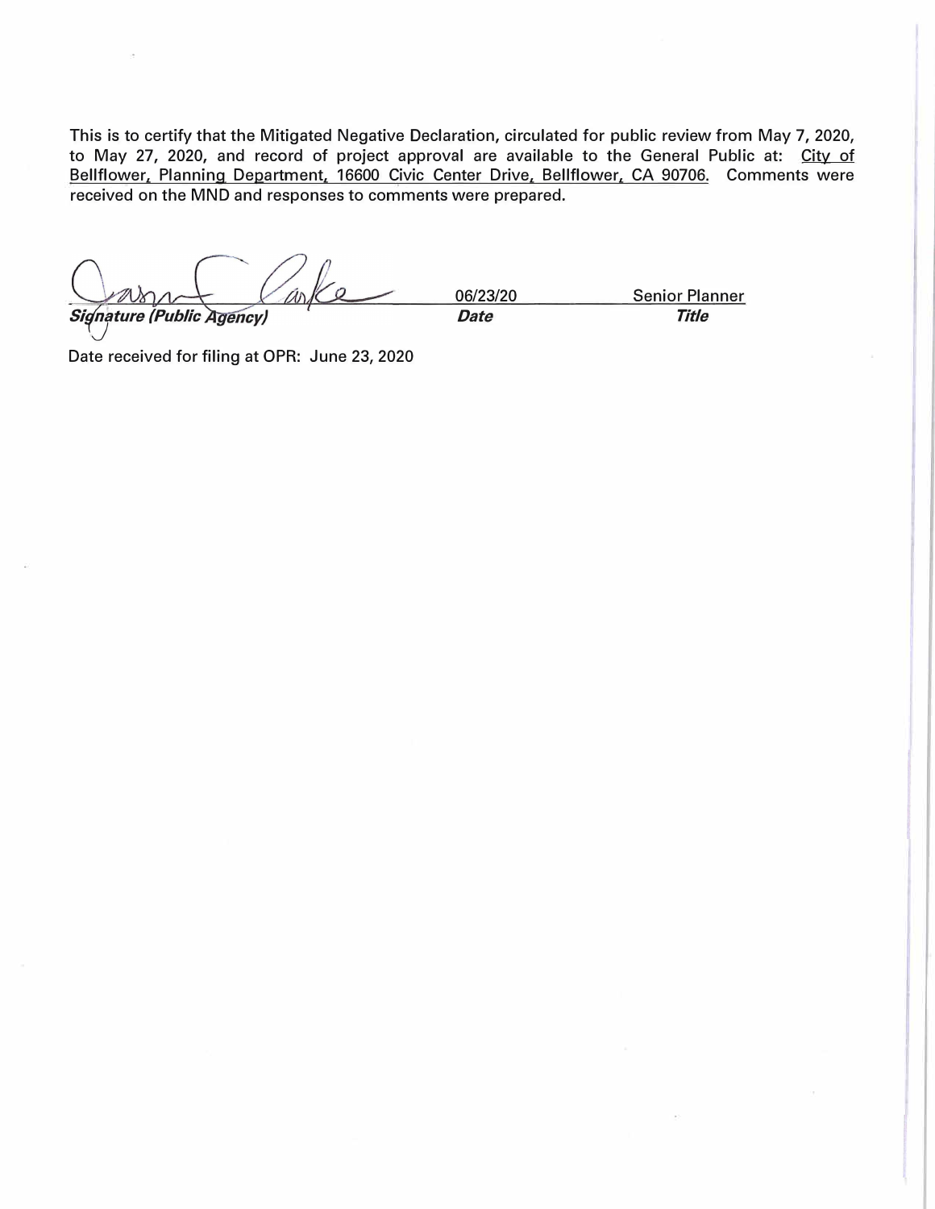This is to certify that the Mitigated Negative Declaration, circulated for public review from May 7, 2020, to May 27, 2020, and record of project approval are available to the General Public at: City of Bellflower, Planning Department, 16600 Civic Center Drive, Bellflower, CA 90706. Comments were received on the MND and responses to comments were prepared.

| *Signature (Public Agency)* | 06/23/20 | Senior Planner |
| --- | --- | --- |
| | ***Date*** | ***Title*** |

Date received for filing at OPR: June 23, 2020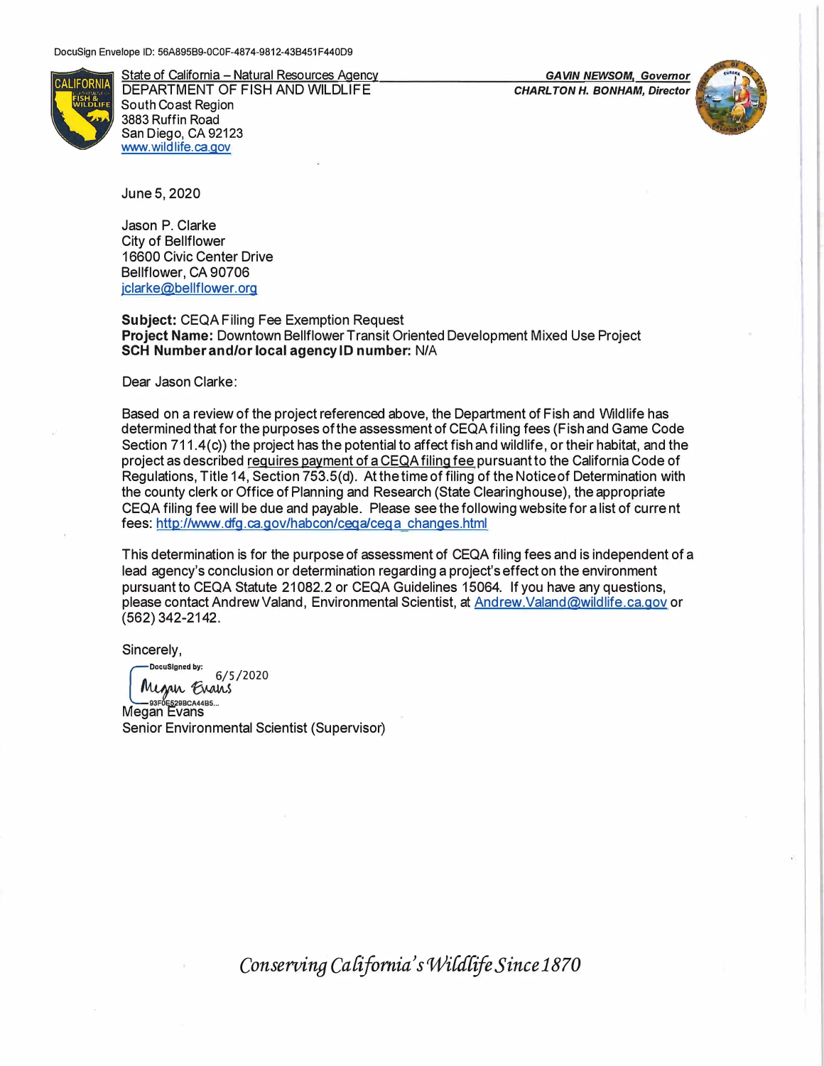DocuSign Envelope ID: 56A895B9-0C0F-4874-9812-43B451F440D9

State of California – Natural Resources Agency
DEPARTMENT OF FISH AND WILDLIFE
South Coast Region
3883 Ruffin Road
San Diego, CA 92123
www.wildlife.ca.gov

***GAVIN NEWSOM, Governor***
***CHARLTON H. BONHAM, Director***

June 5, 2020

Jason P. Clarke
City of Bellflower
16600 Civic Center Drive
Bellflower, CA 90706
jclarke@bellflower.org

**Subject:** CEQA Filing Fee Exemption Request
**Project Name:** Downtown Bellflower Transit Oriented Development Mixed Use Project
**SCH Number and/or local agency ID number:** N/A

Dear Jason Clarke:

Based on a review of the project referenced above, the Department of Fish and Wildlife has determined that for the purposes of the assessment of CEQA filing fees (Fish and Game Code Section 711.4(c)) the project has the potential to affect fish and wildlife, or their habitat, and the project as described requires payment of a CEQA filing fee pursuant to the California Code of Regulations, Title 14, Section 753.5(d). At the time of filing of the Notice of Determination with the county clerk or Office of Planning and Research (State Clearinghouse), the appropriate CEQA filing fee will be due and payable. Please see the following website for a list of current fees: http://www.dfg.ca.gov/habcon/ceqa/ceqa_changes.html

This determination is for the purpose of assessment of CEQA filing fees and is independent of a lead agency's conclusion or determination regarding a project's effect on the environment pursuant to CEQA Statute 21082.2 or CEQA Guidelines 15064. If you have any questions, please contact Andrew Valand, Environmental Scientist, at Andrew.Valand@wildlife.ca.gov or (562) 342-2142.

Sincerely,

DocuSigned by:
6/5/2020
Megan Evans
93F0E529BCA44B5...
Megan Evans
Senior Environmental Scientist (Supervisor)

*Conserving California's Wildlife Since 1870*